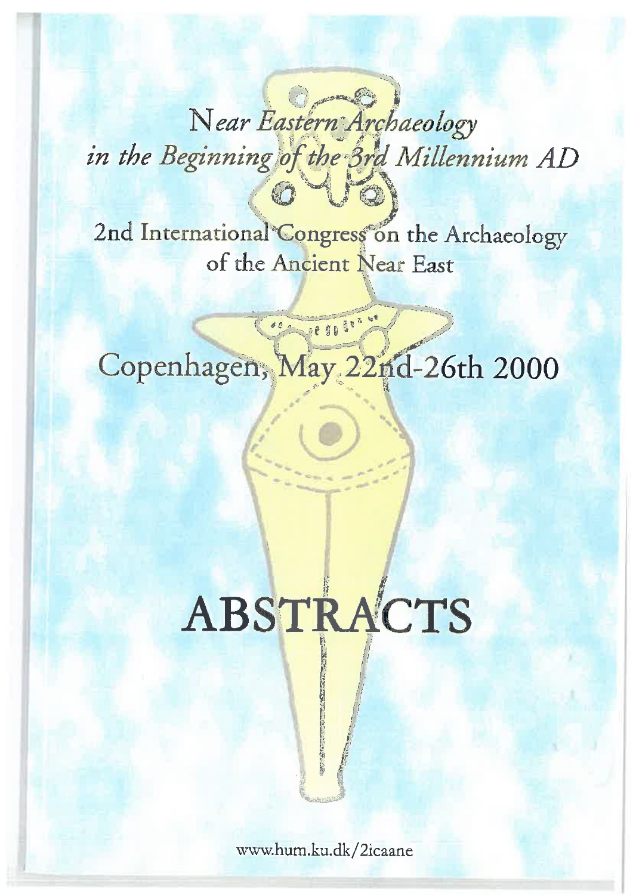# *Near Eastern Archaeology in the Beginning of the 3rd Millennium AD*

## 2nd International Congress on the Archaeology of the Ancient Near East

## Copenhagen, May 22nd-26th 2000

# ABSTRACTS

www.hum.ku.dk/2icaane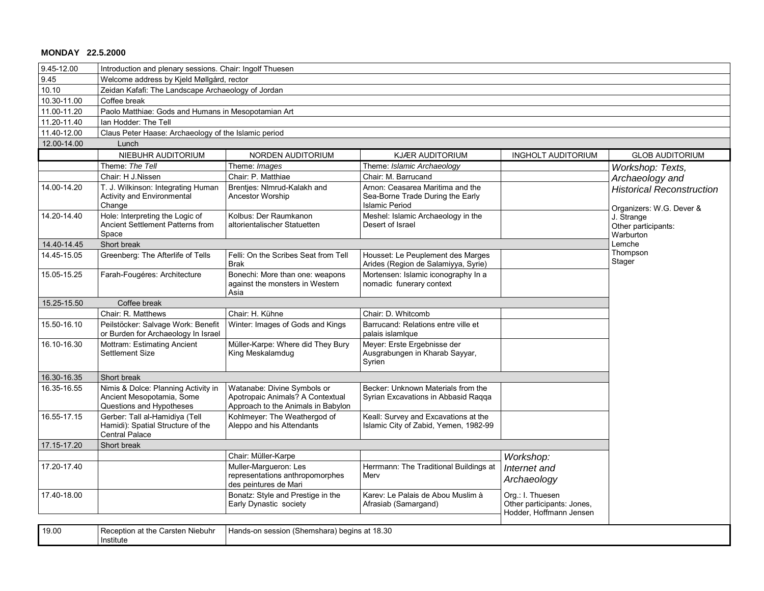**MONDAY 22.5.2000**

| | |
|---|---|
| 9.45-12.00 | Introduction and plenary sessions. Chair: Ingolf Thuesen |
| 9.45 | Welcome address by Kjeld Møllgård, rector |
| 10.10 | Zeidan Kafafi: The Landscape Archaeology of Jordan |
| 10.30-11.00 | Coffee break |
| 11.00-11.20 | Paolo Matthiae: Gods and Humans in Mesopotamian Art |
| 11.20-11.40 | Ian Hodder: The Tell |
| 11.40-12.00 | Claus Peter Haase: Archaeology of the Islamic period |
| 12.00-14.00 | Lunch |

| | NIEBUHR AUDITORIUM | NORDEN AUDITORIUM | KJÆR AUDITORIUM | INGHOLT AUDITORIUM | GLOB AUDITORIUM |
|---|---|---|---|---|---|
| | Theme: *The Tell* | Theme: *Images* | Theme: *Islamic Archaeology* | | *Workshop: Texts, Archaeology and Historical Reconstruction* Organizers: W.G. Dever & J. Strange Other participants: Warburton Lemche Thompson Stager |
| | Chair: H J.Nissen | Chair: P. Matthiae | Chair: M. Barrucand | | |
| 14.00-14.20 | T. J. Wilkinson: Integrating Human Activity and Environmental Change | Brentjes: NImrud-Kalakh and Ancestor Worship | Arnon: Ceasarea Maritima and the Sea-Borne Trade During the Early Islamic Period | | |
| 14.20-14.40 | Hole: Interpreting the Logic of Ancient Settlement Patterns from Space | Kolbus: Der Raumkanon altorientalischer Statuetten | Meshel: Islamic Archaeology in the Desert of Israel | | |
| 14.40-14.45 | Short break | | | | |
| 14.45-15.05 | Greenberg: The Afterlife of Tells | Felli: On the Scribes Seat from Tell Brak | Housset: Le Peuplement des Marges Arides (Region de Salamiyya, Syrie) | | |
| 15.05-15.25 | Farah-Fougéres: Architecture | Bonechi: More than one: weapons against the monsters in Western Asia | Mortensen: Islamic iconography In a nomadic funerary context | | |
| 15.25-15.50 | Coffee break | | | | |
| | Chair: R. Matthews | Chair: H. Kühne | Chair: D. Whitcomb | | |
| 15.50-16.10 | Peilstöcker: Salvage Work: Benefit or Burden for Archaeology In Israel | Winter: Images of Gods and Kings | Barrucand: Relations entre ville et palais islamlque | | |
| 16.10-16.30 | Mottram: Estimating Ancient Settlement Size | Müller-Karpe: Where did They Bury King Meskalamdug | Meyer: Erste Ergebnisse der Ausgrabungen in Kharab Sayyar, Syrien | | |
| 16.30-16.35 | Short break | | | | |
| 16.35-16.55 | Nimis & Dolce: Planning Activity in Ancient Mesopotamia, Some Questions and Hypotheses | Watanabe: Divine Symbols or Apotropaic Animals? A Contextual Approach to the Animals in Babylon | Becker: Unknown Materials from the Syrian Excavations in Abbasid Raqqa | | |
| 16.55-17.15 | Gerber: Tall al-Hamidiya (Tell Hamidi): Spatial Structure of the Central Palace | Kohlmeyer: The Weathergod of Aleppo and his Attendants | Keall: Survey and Excavations at the Islamic City of Zabid, Yemen, 1982-99 | | |
| 17.15-17.20 | Short break | | | | |
| | | Chair: Müller-Karpe | | *Workshop: Internet and Archaeology* Org.: I. Thuesen Other participants: Jones, Hodder, Hoffmann Jensen | |
| 17.20-17.40 | | Muller-Margueron: Les representations anthropomorphes des peintures de Mari | Herrmann: The Traditional Buildings at Merv | | |
| 17.40-18.00 | | Bonatz: Style and Prestige in the Early Dynastic society | Karev: Le Palais de Abou Muslim à Afrasiab (Samargand) | | |

| | | |
|---|---|---|
| 19.00 | Reception at the Carsten Niebuhr Institute | Hands-on session (Shemshara) begins at 18.30 |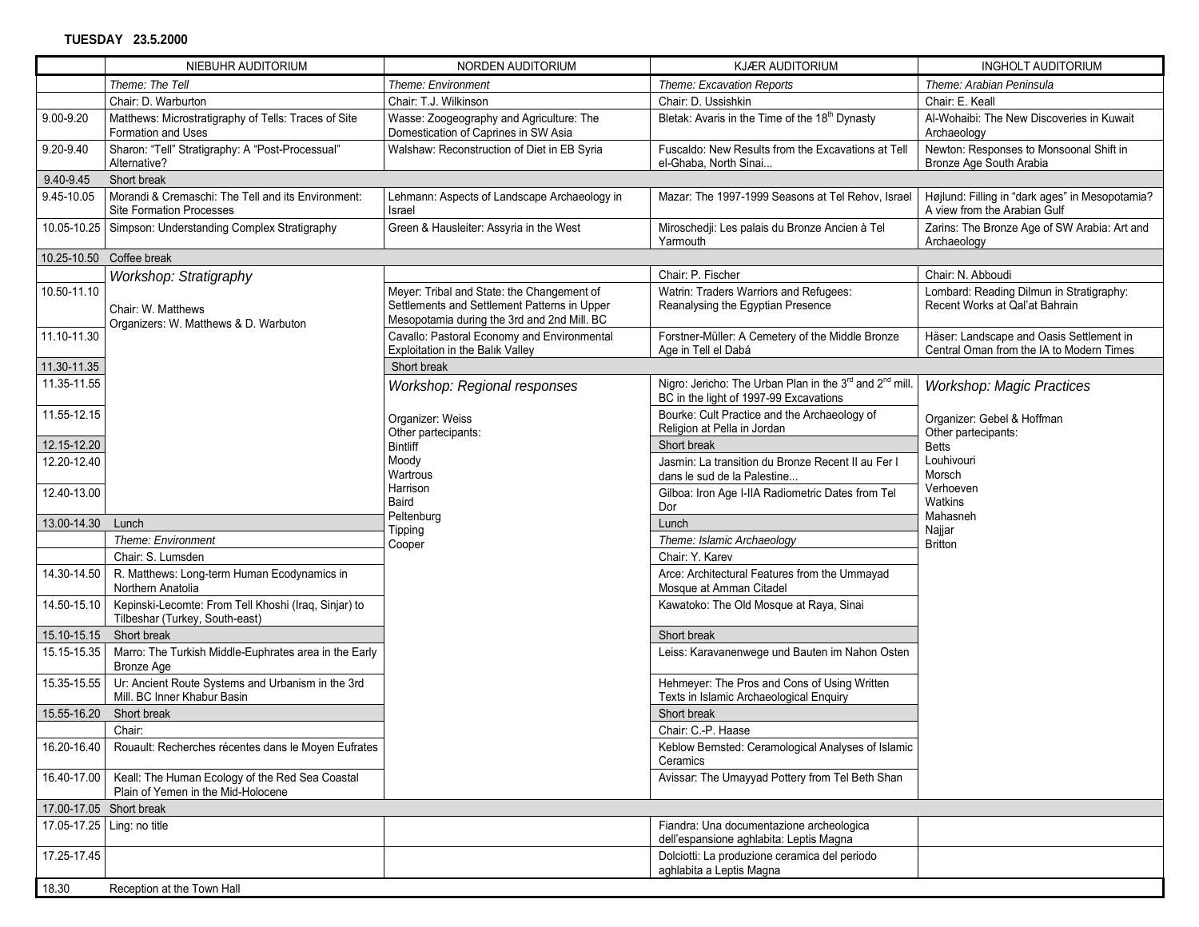**TUESDAY 23.5.2000**

| | NIEBUHR AUDITORIUM | NORDEN AUDITORIUM | KJÆR AUDITORIUM | INGHOLT AUDITORIUM |
|---|---|---|---|---|
| | *Theme: The Tell* | *Theme: Environment* | *Theme: Excavation Reports* | *Theme: Arabian Peninsula* |
| | Chair: D. Warburton | Chair: T.J. Wilkinson | Chair: D. Ussishkin | Chair: E. Keall |
| 9.00-9.20 | Matthews: Microstratigraphy of Tells: Traces of Site Formation and Uses | Wasse: Zoogeography and Agriculture: The Domestication of Caprines in SW Asia | Bletak: Avaris in the Time of the 18th Dynasty | Al-Wohaibi: The New Discoveries in Kuwait Archaeology |
| 9.20-9.40 | Sharon: "Tell" Stratigraphy: A "Post-Processual" Alternative? | Walshaw: Reconstruction of Diet in EB Syria | Fuscaldo: New Results from the Excavations at Tell el-Ghaba, North Sinai... | Newton: Responses to Monsoonal Shift in Bronze Age South Arabia |
| 9.40-9.45 | Short break | | | |
| 9.45-10.05 | Morandi & Cremaschi: The Tell and its Environment: Site Formation Processes | Lehmann: Aspects of Landscape Archaeology in Israel | Mazar: The 1997-1999 Seasons at Tel Rehov, Israel | Højlund: Filling in "dark ages" in Mesopotamia? A view from the Arabian Gulf |
| 10.05-10.25 | Simpson: Understanding Complex Stratigraphy | Green & Hausleiter: Assyria in the West | Miroschedji: Les palais du Bronze Ancien à Tel Yarmouth | Zarins: The Bronze Age of SW Arabia: Art and Archaeology |
| 10.25-10.50 | Coffee break | | | |
| | *Workshop: Stratigraphy* | | Chair: P. Fischer | Chair: N. Abboudi |
| 10.50-11.10 | Chair: W. Matthews<br>Organizers: W. Matthews & D. Warbuton | Meyer: Tribal and State: the Changement of Settlements and Settlement Patterns in Upper Mesopotamia during the 3rd and 2nd Mill. BC | Watrin: Traders Warriors and Refugees: Reanalysing the Egyptian Presence | Lombard: Reading Dilmun in Stratigraphy: Recent Works at Qal'at Bahrain |
| 11.10-11.30 | | Cavallo: Pastoral Economy and Environmental Exploitation in the Balık Valley | Forstner-Müller: A Cemetery of the Middle Bronze Age in Tell el Dabá | Häser: Landscape and Oasis Settlement in Central Oman from the IA to Modern Times |
| 11.30-11.35 | | Short break | | |
| 11.35-11.55 | | *Workshop: Regional responses*<br><br>Organizer: Weiss<br>Other partecipants:<br>Bintliff<br>Moody<br>Wartrous<br>Harrison<br>Baird<br>Peltenburg<br>Tipping<br>Cooper | Nigro: Jericho: The Urban Plan in the 3rd and 2nd mill. BC in the light of 1997-99 Excavations | *Workshop: Magic Practices*<br><br>Organizer: Gebel & Hoffman<br>Other partecipants:<br>Betts<br>Louhivouri<br>Morsch<br>Verhoeven<br>Watkins<br>Mahasneh<br>Najjar<br>Britton |
| 11.55-12.15 | | | Bourke: Cult Practice and the Archaeology of Religion at Pella in Jordan | |
| 12.15-12.20 | | | Short break | |
| 12.20-12.40 | | | Jasmin: La transition du Bronze Recent II au Fer I dans le sud de la Palestine... | |
| 12.40-13.00 | | | Gilboa: Iron Age I-IIA Radiometric Dates from Tel Dor | |
| 13.00-14.30 | Lunch | | Lunch | |
| | *Theme: Environment* | | *Theme: Islamic Archaeology* | |
| | Chair: S. Lumsden | | Chair: Y. Karev | |
| 14.30-14.50 | R. Matthews: Long-term Human Ecodynamics in Northern Anatolia | | Arce: Architectural Features from the Ummayad Mosque at Amman Citadel | |
| 14.50-15.10 | Kepinski-Lecomte: From Tell Khoshi (Iraq, Sinjar) to Tilbeshar (Turkey, South-east) | | Kawatoko: The Old Mosque at Raya, Sinai | |
| 15.10-15.15 | Short break | | Short break | |
| 15.15-15.35 | Marro: The Turkish Middle-Euphrates area in the Early Bronze Age | | Leiss: Karavanenwege und Bauten im Nahon Osten | |
| 15.35-15.55 | Ur: Ancient Route Systems and Urbanism in the 3rd Mill. BC Inner Khabur Basin | | Hehmeyer: The Pros and Cons of Using Written Texts in Islamic Archaeological Enquiry | |
| 15.55-16.20 | Short break | | Short break | |
| | Chair: | | Chair: C.-P. Haase | |
| 16.20-16.40 | Rouault: Recherches récentes dans le Moyen Eufrates | | Keblow Bernsted: Ceramological Analyses of Islamic Ceramics | |
| 16.40-17.00 | Keall: The Human Ecology of the Red Sea Coastal Plain of Yemen in the Mid-Holocene | | Avissar: The Umayyad Pottery from Tel Beth Shan | |
| 17.00-17.05 | Short break | | | |
| 17.05-17.25 | Ling: no title | | Fiandra: Una documentazione archeologica dell'espansione aghlabita: Leptis Magna | |
| 17.25-17.45 | | | Dolciotti: La produzione ceramica del periodo aghlabita a Leptis Magna | |
| 18.30 | Reception at the Town Hall | | | |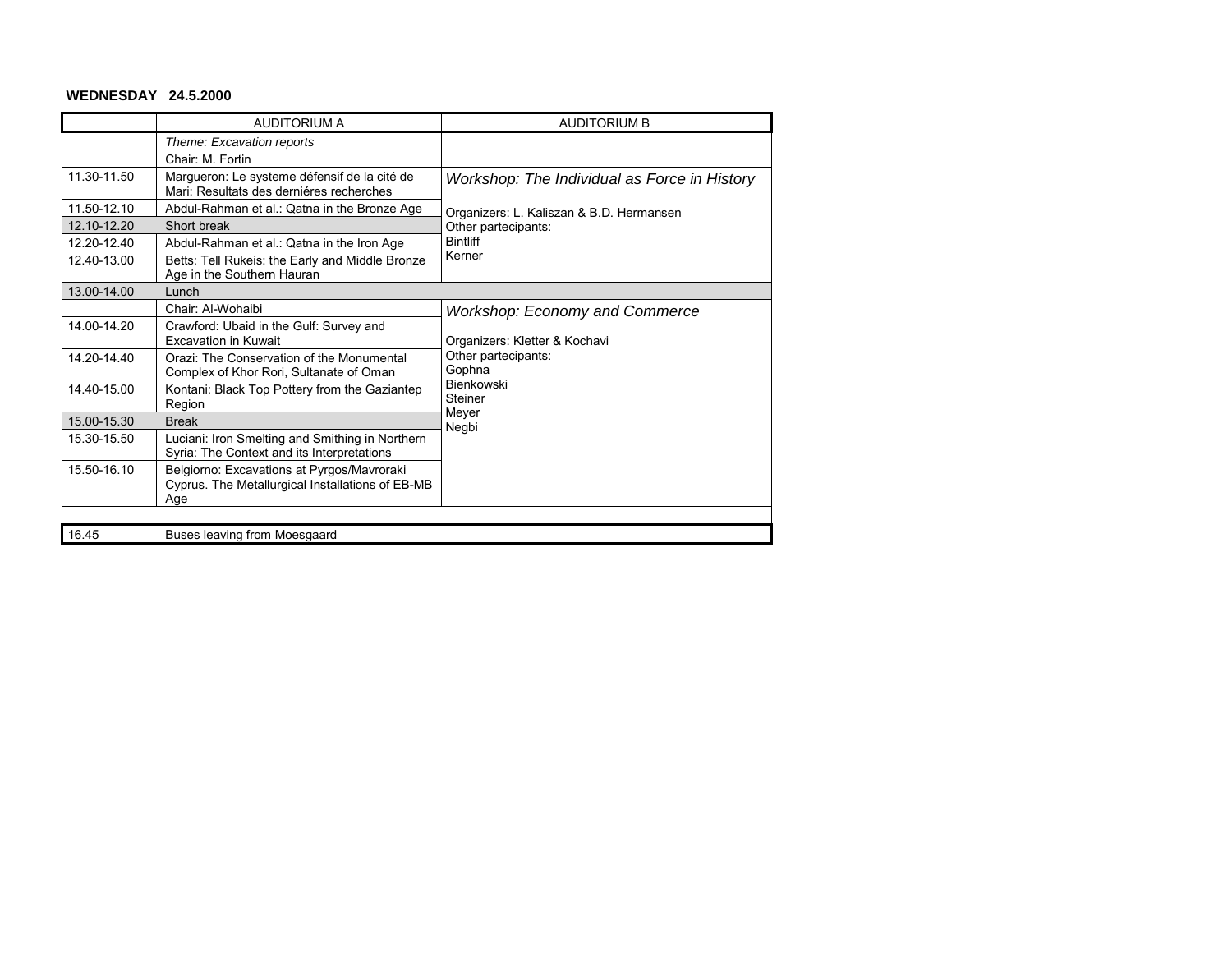**WEDNESDAY 24.5.2000**

| | AUDITORIUM A | AUDITORIUM B |
|---|---|---|
| | *Theme: Excavation reports* | |
| | Chair: M. Fortin | |
| 11.30-11.50 | Margueron: Le systeme défensif de la cité de Mari: Resultats des derniéres recherches | *Workshop: The Individual as Force in History*<br><br>Organizers: L. Kaliszan & B.D. Hermansen<br>Other partecipants:<br>Bintliff<br>Kerner |
| 11.50-12.10 | Abdul-Rahman et al.: Qatna in the Bronze Age | |
| 12.10-12.20 | Short break | |
| 12.20-12.40 | Abdul-Rahman et al.: Qatna in the Iron Age | |
| 12.40-13.00 | Betts: Tell Rukeis: the Early and Middle Bronze Age in the Southern Hauran | |
| 13.00-14.00 | Lunch | |
| | Chair: Al-Wohaibi | *Workshop: Economy and Commerce*<br><br>Organizers: Kletter & Kochavi<br>Other partecipants:<br>Gophna<br>Bienkowski<br>Steiner<br>Meyer<br>Negbi |
| 14.00-14.20 | Crawford: Ubaid in the Gulf: Survey and Excavation in Kuwait | |
| 14.20-14.40 | Orazi: The Conservation of the Monumental Complex of Khor Rori, Sultanate of Oman | |
| 14.40-15.00 | Kontani: Black Top Pottery from the Gaziantep Region | |
| 15.00-15.30 | Break | |
| 15.30-15.50 | Luciani: Iron Smelting and Smithing in Northern Syria: The Context and its Interpretations | |
| 15.50-16.10 | Belgiorno: Excavations at Pyrgos/Mavroraki Cyprus. The Metallurgical Installations of EB-MB Age | |
| | | |
| 16.45 | Buses leaving from Moesgaard | |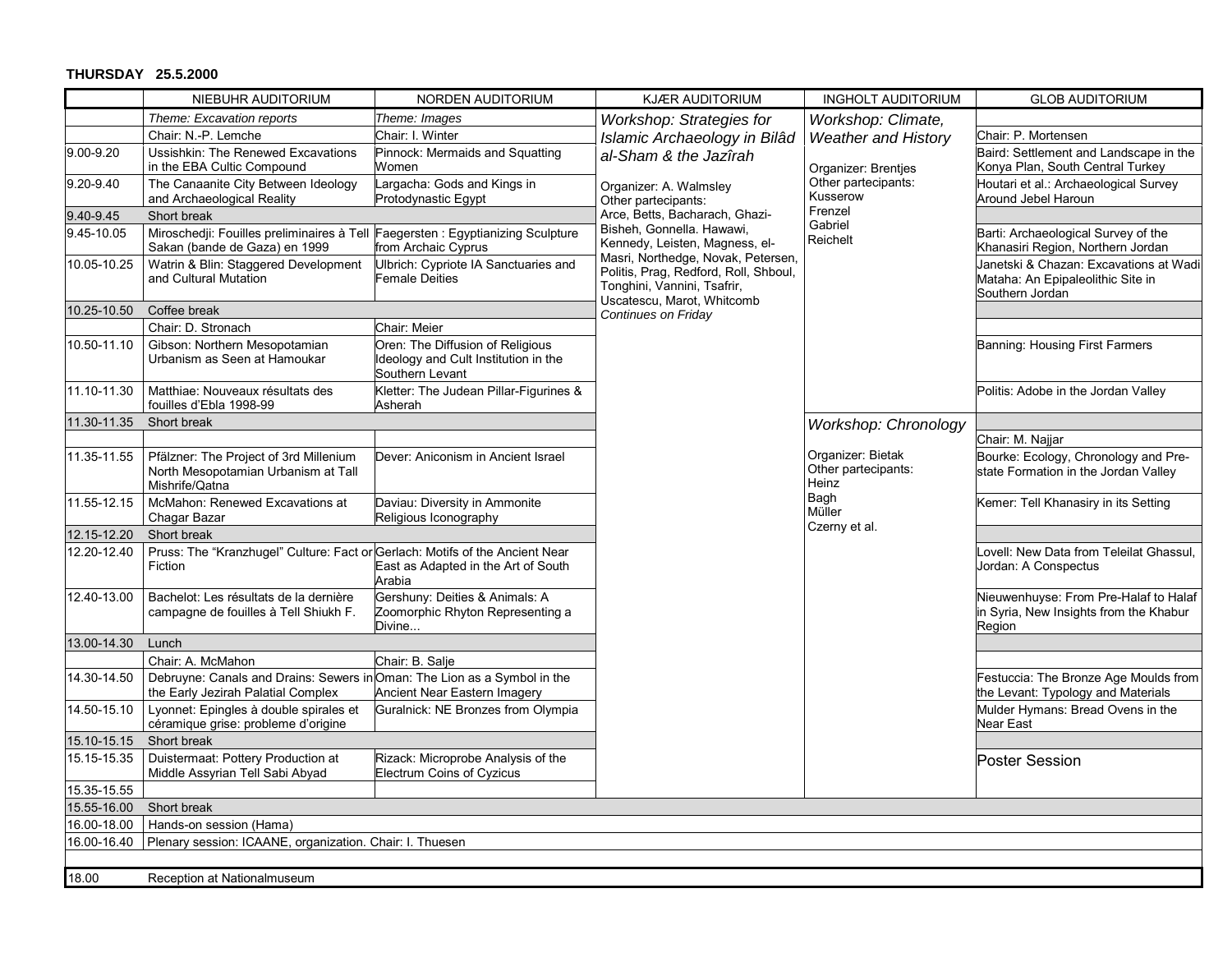**THURSDAY 25.5.2000**

| | NIEBUHR AUDITORIUM | NORDEN AUDITORIUM | KJÆR AUDITORIUM | INGHOLT AUDITORIUM | GLOB AUDITORIUM |
|---|---|---|---|---|---|
| | *Theme: Excavation reports* | *Theme: Images* | *Workshop: Strategies for Islamic Archaeology in Bilâd al-Sham & the Jazîrah*<br><br>Organizer: A. Walmsley<br>Other partecipants:<br>Arce, Betts, Bacharach, Ghazi-Bisheh, Gonnella. Hawawi, Kennedy, Leisten, Magness, el-Masri, Northedge, Novak, Petersen, Politis, Prag, Redford, Roll, Shboul, Tonghini, Vannini, Tsafrir, Uscatescu, Marot, Whitcomb<br>*Continues on Friday* | *Workshop: Climate, Weather and History*<br><br>Organizer: Brentjes<br>Other partecipants:<br>Kusserow<br>Frenzel<br>Gabriel<br>Reichelt | |
| | Chair: N.-P. Lemche | Chair: I. Winter | | | Chair: P. Mortensen |
| 9.00-9.20 | Ussishkin: The Renewed Excavations in the EBA Cultic Compound | Pinnock: Mermaids and Squatting Women | | | Baird: Settlement and Landscape in the Konya Plan, South Central Turkey |
| 9.20-9.40 | The Canaanite City Between Ideology and Archaeological Reality | Largacha: Gods and Kings in Protodynastic Egypt | | | Houtari et al.: Archaeological Survey Around Jebel Haroun |
| 9.40-9.45 | Short break | | | | |
| 9.45-10.05 | Miroschedji: Fouilles preliminaires à Tell Sakan (bande de Gaza) en 1999 | Faegersten : Egyptianizing Sculpture from Archaic Cyprus | | | Barti: Archaeological Survey of the Khanasiri Region, Northern Jordan |
| 10.05-10.25 | Watrin & Blin: Staggered Development and Cultural Mutation | Ulbrich: Cypriote IA Sanctuaries and Female Deities | | | Janetski & Chazan: Excavations at Wadi Mataha: An Epipaleolithic Site in Southern Jordan |
| 10.25-10.50 | Coffee break | | | | |
| | Chair: D. Stronach | Chair: Meier | | | |
| 10.50-11.10 | Gibson: Northern Mesopotamian Urbanism as Seen at Hamoukar | Oren: The Diffusion of Religious Ideology and Cult Institution in the Southern Levant | | | Banning: Housing First Farmers |
| 11.10-11.30 | Matthiae: Nouveaux résultats des fouilles d'Ebla 1998-99 | Kletter: The Judean Pillar-Figurines & Asherah | | | Politis: Adobe in the Jordan Valley |
| 11.30-11.35 | Short break | | | *Workshop: Chronology*<br><br>Organizer: Bietak<br>Other partecipants:<br>Heinz<br>Bagh<br>Müller<br>Czerny et al. | |
| | | | | | Chair: M. Najjar |
| 11.35-11.55 | Pfälzner: The Project of 3rd Millenium North Mesopotamian Urbanism at Tall Mishrife/Qatna | Dever: Aniconism in Ancient Israel | | | Bourke: Ecology, Chronology and Pre-state Formation in the Jordan Valley |
| 11.55-12.15 | McMahon: Renewed Excavations at Chagar Bazar | Daviau: Diversity in Ammonite Religious Iconography | | | Kemer: Tell Khanasiry in its Setting |
| 12.15-12.20 | Short break | | | | |
| 12.20-12.40 | Pruss: The "Kranzhugel" Culture: Fact or Fiction | Gerlach: Motifs of the Ancient Near East as Adapted in the Art of South Arabia | | | Lovell: New Data from Teleilat Ghassul, Jordan: A Conspectus |
| 12.40-13.00 | Bachelot: Les résultats de la dernière campagne de fouilles à Tell Shiukh F. | Gershuny: Deities & Animals: A Zoomorphic Rhyton Representing a Divine... | | | Nieuwenhuyse: From Pre-Halaf to Halaf in Syria, New Insights from the Khabur Region |
| 13.00-14.30 | Lunch | | | | |
| | Chair: A. McMahon | Chair: B. Salje | | | |
| 14.30-14.50 | Debruyne: Canals and Drains: Sewers in the Early Jezirah Palatial Complex | Oman: The Lion as a Symbol in the Ancient Near Eastern Imagery | | | Festuccia: The Bronze Age Moulds from the Levant: Typology and Materials |
| 14.50-15.10 | Lyonnet: Epingles à double spirales et céramique grise: probleme d'origine | Guralnick: NE Bronzes from Olympia | | | Mulder Hymans: Bread Ovens in the Near East |
| 15.10-15.15 | Short break | | | | |
| 15.15-15.35 | Duistermaat: Pottery Production at Middle Assyrian Tell Sabi Abyad | Rizack: Microprobe Analysis of the Electrum Coins of Cyzicus | | | Poster Session |
| 15.35-15.55 | | | | | |
| 15.55-16.00 | Short break | | | | |
| 16.00-18.00 | Hands-on session (Hama) | | | | |
| 16.00-16.40 | Plenary session: ICAANE, organization. Chair: I. Thuesen | | | | |
| 18.00 | Reception at Nationalmuseum | | | | |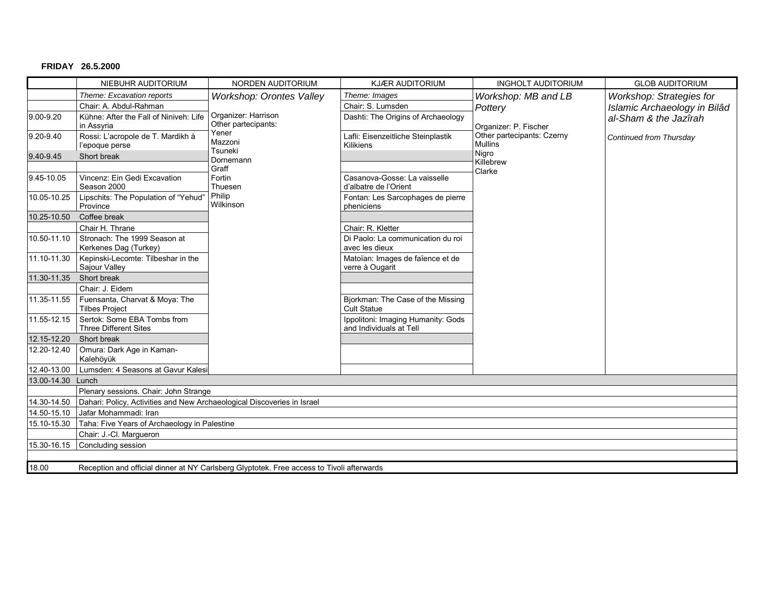**FRIDAY 26.5.2000**

| | NIEBUHR AUDITORIUM | NORDEN AUDITORIUM | KJÆR AUDITORIUM | INGHOLT AUDITORIUM | GLOB AUDITORIUM |
|---|---|---|---|---|---|
| | *Theme: Excavation reports* | *Workshop: Orontes Valley*<br><br>Organizer: Harrison<br>Other partecipants:<br>Yener<br>Mazzoni<br>Tsuneki<br>Dornemann<br>Graff<br>Fortin<br>Thuesen<br>Philip<br>Wilkinson | *Theme: Images* | *Workshop: MB and LB Pottery*<br><br>Organizer: P. Fischer<br>Other partecipants: Czerny<br>Mullins<br>Nigro<br>Killebrew<br>Clarke | *Workshop: Strategies for Islamic Archaeology in Bilâd al-Sham & the Jazîrah*<br><br>*Continued from Thursday* |
| | Chair: A. Abdul-Rahman | | Chair: S. Lumsden | | |
| 9.00-9.20 | Kühne: After the Fall of Niniveh: Life in Assyria | | Dashti: The Origins of Archaeology | | |
| 9.20-9.40 | Rossi: L'acropole de T. Mardikh à l'epoque perse | | Lafli: Eisenzeitliche Steinplastik Kilikiens | | |
| 9.40-9.45 | Short break | | | | |
| | | | | | |
| 9.45-10.05 | Vincenz: Ein Gedi Excavation Season 2000 | | Casanova-Gosse: La vaisselle d'albatre de l'Orient | | |
| 10.05-10.25 | Lipschits: The Population of "Yehud" Province | | Fontan: Les Sarcophages de pierre pheniciens | | |
| 10.25-10.50 | Coffee break | | | | |
| | Chair H. Thrane | | Chair: R. Kletter | | |
| 10.50-11.10 | Stronach: The 1999 Season at Kerkenes Dag (Turkey) | | Di Paolo: La communication du roi avec les dieux | | |
| 11.10-11.30 | Kepinski-Lecomte: Tilbeshar in the Sajour Valley | | Matoïan: Images de faïence et de verre à Ougarit | | |
| 11.30-11.35 | Short break | | | | |
| | Chair: J. Eidem | | | | |
| 11.35-11.55 | Fuensanta, Charvat & Moya: The Tilbes Project | | Bjorkman: The Case of the Missing Cult Statue | | |
| 11.55-12.15 | Sertok: Some EBA Tombs from Three Different Sites | | Ippolitoni: Imaging Humanity: Gods and Individuals at Tell | | |
| 12.15-12.20 | Short break | | | | |
| 12.20-12.40 | Omura: Dark Age in Kaman-Kalehöyük | | | | |
| 12.40-13.00 | Lumsden: 4 Seasons at Gavur Kalesi | | | | |
| 13.00-14.30 | Lunch | | | | |
| | Plenary sessions. Chair: John Strange | | | | |
| 14.30-14.50 | Dahari: Policy, Activities and New Archaeological Discoveries in Israel | | | | |
| 14.50-15.10 | Jafar Mohammadi: Iran | | | | |
| 15.10-15.30 | Taha: Five Years of Archaeology in Palestine | | | | |
| | Chair: J.-Cl. Margueron | | | | |
| 15.30-16.15 | Concluding session | | | | |
| | | | | | |
| 18.00 | Reception and official dinner at NY Carlsberg Glyptotek. Free access to Tivoli afterwards | | | | |